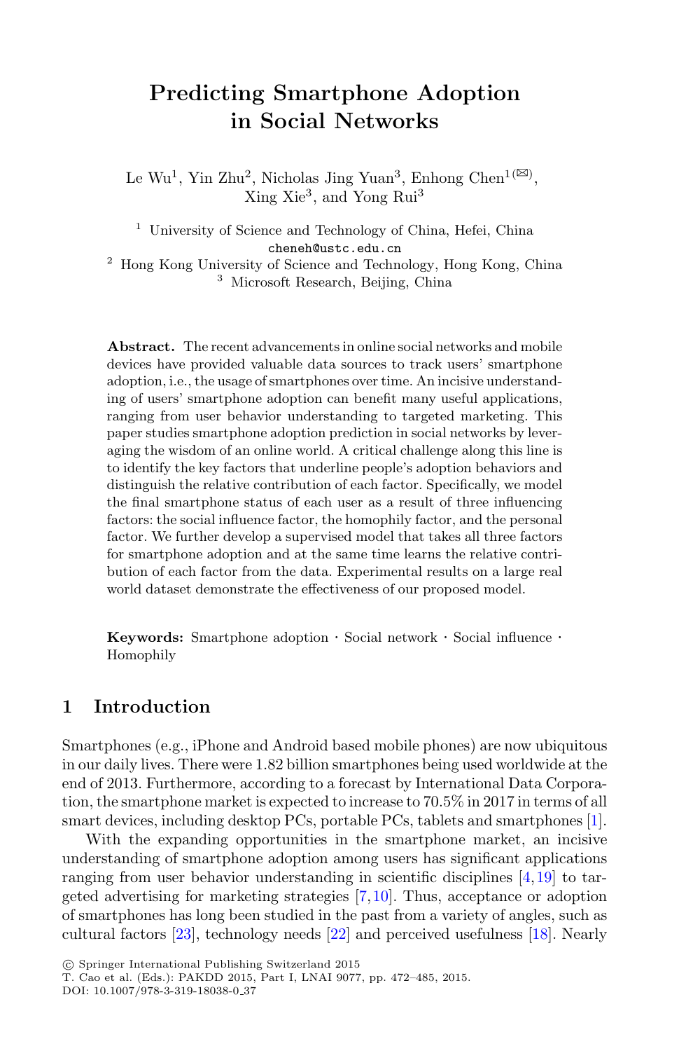# Predicting Smartphone Adoption in Social Networks

Le Wu[1], Yin Zhu[2], Nicholas Jing Yuan[3], Enhong Chen[1](✉), Xing Xie[3], and Yong Rui[3]

[1] University of Science and Technology of China, Hefei, China
cheneh@ustc.edu.cn
[2] Hong Kong University of Science and Technology, Hong Kong, China
[3] Microsoft Research, Beijing, China

**Abstract.** The recent advancements in online social networks and mobile devices have provided valuable data sources to track users' smartphone adoption, i.e., the usage of smartphones over time. An incisive understanding of users' smartphone adoption can benefit many useful applications, ranging from user behavior understanding to targeted marketing. This paper studies smartphone adoption prediction in social networks by leveraging the wisdom of an online world. A critical challenge along this line is to identify the key factors that underline people's adoption behaviors and distinguish the relative contribution of each factor. Specifically, we model the final smartphone status of each user as a result of three influencing factors: the social influence factor, the homophily factor, and the personal factor. We further develop a supervised model that takes all three factors for smartphone adoption and at the same time learns the relative contribution of each factor from the data. Experimental results on a large real world dataset demonstrate the effectiveness of our proposed model.

**Keywords:** Smartphone adoption · Social network · Social influence · Homophily

## 1 Introduction

Smartphones (e.g., iPhone and Android based mobile phones) are now ubiquitous in our daily lives. There were 1.82 billion smartphones being used worldwide at the end of 2013. Furthermore, according to a forecast by International Data Corporation, the smartphone market is expected to increase to 70.5% in 2017 in terms of all smart devices, including desktop PCs, portable PCs, tablets and smartphones [1].

With the expanding opportunities in the smartphone market, an incisive understanding of smartphone adoption among users has significant applications ranging from user behavior understanding in scientific disciplines [4,19] to targeted advertising for marketing strategies [7,10]. Thus, acceptance or adoption of smartphones has long been studied in the past from a variety of angles, such as cultural factors [23], technology needs [22] and perceived usefulness [18]. Nearly

© Springer International Publishing Switzerland 2015
T. Cao et al. (Eds.): PAKDD 2015, Part I, LNAI 9077, pp. 472–485, 2015.
DOI: 10.1007/978-3-319-18038-0_37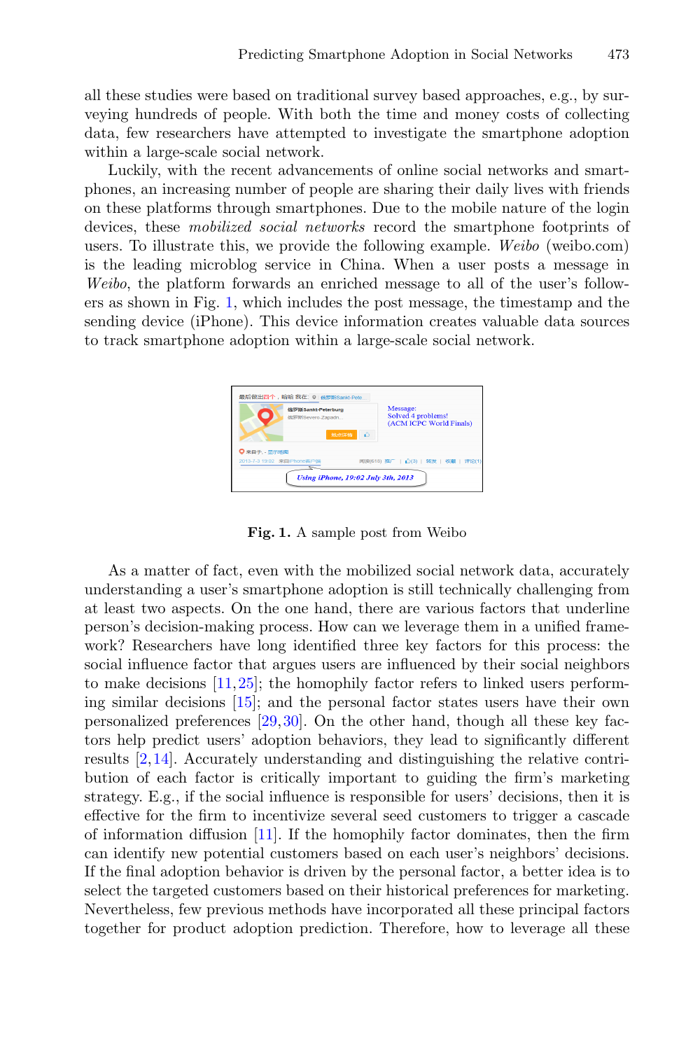all these studies were based on traditional survey based approaches, e.g., by surveying hundreds of people. With both the time and money costs of collecting data, few researchers have attempted to investigate the smartphone adoption within a large-scale social network.

Luckily, with the recent advancements of online social networks and smartphones, an increasing number of people are sharing their daily lives with friends on these platforms through smartphones. Due to the mobile nature of the login devices, these *mobilized social networks* record the smartphone footprints of users. To illustrate this, we provide the following example. *Weibo* (weibo.com) is the leading microblog service in China. When a user posts a message in *Weibo*, the platform forwards an enriched message to all of the user's followers as shown in Fig. 1, which includes the post message, the timestamp and the sending device (iPhone). This device information creates valuable data sources to track smartphone adoption within a large-scale social network.

**Fig. 1.** A sample post from Weibo

As a matter of fact, even with the mobilized social network data, accurately understanding a user's smartphone adoption is still technically challenging from at least two aspects. On the one hand, there are various factors that underline person's decision-making process. How can we leverage them in a unified framework? Researchers have long identified three key factors for this process: the social influence factor that argues users are influenced by their social neighbors to make decisions [11,25]; the homophily factor refers to linked users performing similar decisions [15]; and the personal factor states users have their own personalized preferences [29,30]. On the other hand, though all these key factors help predict users' adoption behaviors, they lead to significantly different results [2,14]. Accurately understanding and distinguishing the relative contribution of each factor is critically important to guiding the firm's marketing strategy. E.g., if the social influence is responsible for users' decisions, then it is effective for the firm to incentivize several seed customers to trigger a cascade of information diffusion [11]. If the homophily factor dominates, then the firm can identify new potential customers based on each user's neighbors' decisions. If the final adoption behavior is driven by the personal factor, a better idea is to select the targeted customers based on their historical preferences for marketing. Nevertheless, few previous methods have incorporated all these principal factors together for product adoption prediction. Therefore, how to leverage all these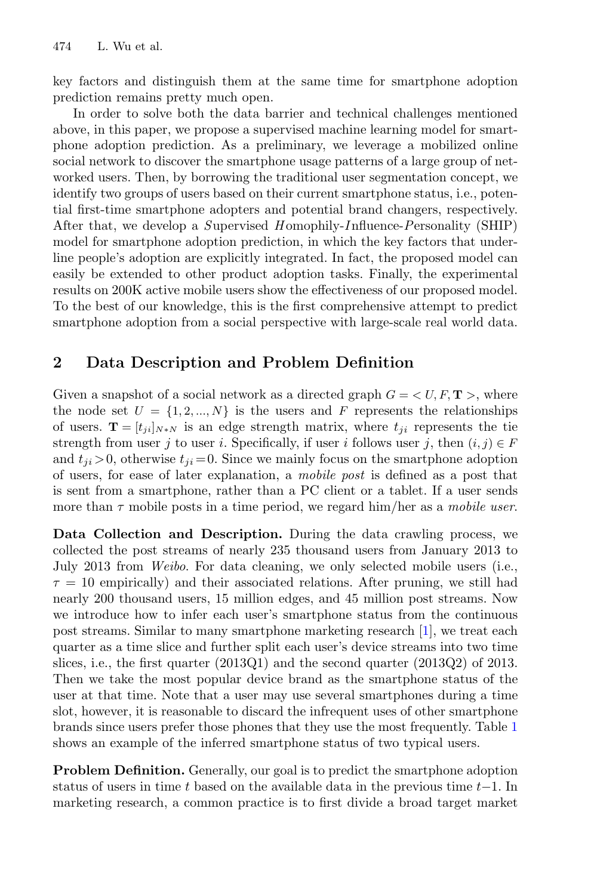key factors and distinguish them at the same time for smartphone adoption prediction remains pretty much open.

In order to solve both the data barrier and technical challenges mentioned above, in this paper, we propose a supervised machine learning model for smartphone adoption prediction. As a preliminary, we leverage a mobilized online social network to discover the smartphone usage patterns of a large group of networked users. Then, by borrowing the traditional user segmentation concept, we identify two groups of users based on their current smartphone status, i.e., potential first-time smartphone adopters and potential brand changers, respectively. After that, we develop a *S*upervised *H*omophily-*I*nfluence-*P*ersonality (SHIP) model for smartphone adoption prediction, in which the key factors that underline people's adoption are explicitly integrated. In fact, the proposed model can easily be extended to other product adoption tasks. Finally, the experimental results on 200K active mobile users show the effectiveness of our proposed model. To the best of our knowledge, this is the first comprehensive attempt to predict smartphone adoption from a social perspective with large-scale real world data.

## 2 Data Description and Problem Definition

Given a snapshot of a social network as a directed graph $G = <U, F, \mathbf{T}>$, where the node set $U = \{1, 2, ..., N\}$ is the users and $F$ represents the relationships of users. $\mathbf{T} = [t_{ji}]_{N*N}$ is an edge strength matrix, where $t_{ji}$ represents the tie strength from user $j$ to user $i$. Specifically, if user $i$ follows user $j$, then $(i, j) \in F$ and $t_{ji} > 0$, otherwise $t_{ji} = 0$. Since we mainly focus on the smartphone adoption of users, for ease of later explanation, a *mobile post* is defined as a post that is sent from a smartphone, rather than a PC client or a tablet. If a user sends more than $\tau$ mobile posts in a time period, we regard him/her as a *mobile user*.

**Data Collection and Description.** During the data crawling process, we collected the post streams of nearly 235 thousand users from January 2013 to July 2013 from *Weibo*. For data cleaning, we only selected mobile users (i.e., $\tau = 10$ empirically) and their associated relations. After pruning, we still had nearly 200 thousand users, 15 million edges, and 45 million post streams. Now we introduce how to infer each user's smartphone status from the continuous post streams. Similar to many smartphone marketing research [1], we treat each quarter as a time slice and further split each user's device streams into two time slices, i.e., the first quarter (2013Q1) and the second quarter (2013Q2) of 2013. Then we take the most popular device brand as the smartphone status of the user at that time. Note that a user may use several smartphones during a time slot, however, it is reasonable to discard the infrequent uses of other smartphone brands since users prefer those phones that they use the most frequently. Table 1 shows an example of the inferred smartphone status of two typical users.

**Problem Definition.** Generally, our goal is to predict the smartphone adoption status of users in time $t$ based on the available data in the previous time $t-1$. In marketing research, a common practice is to first divide a broad target market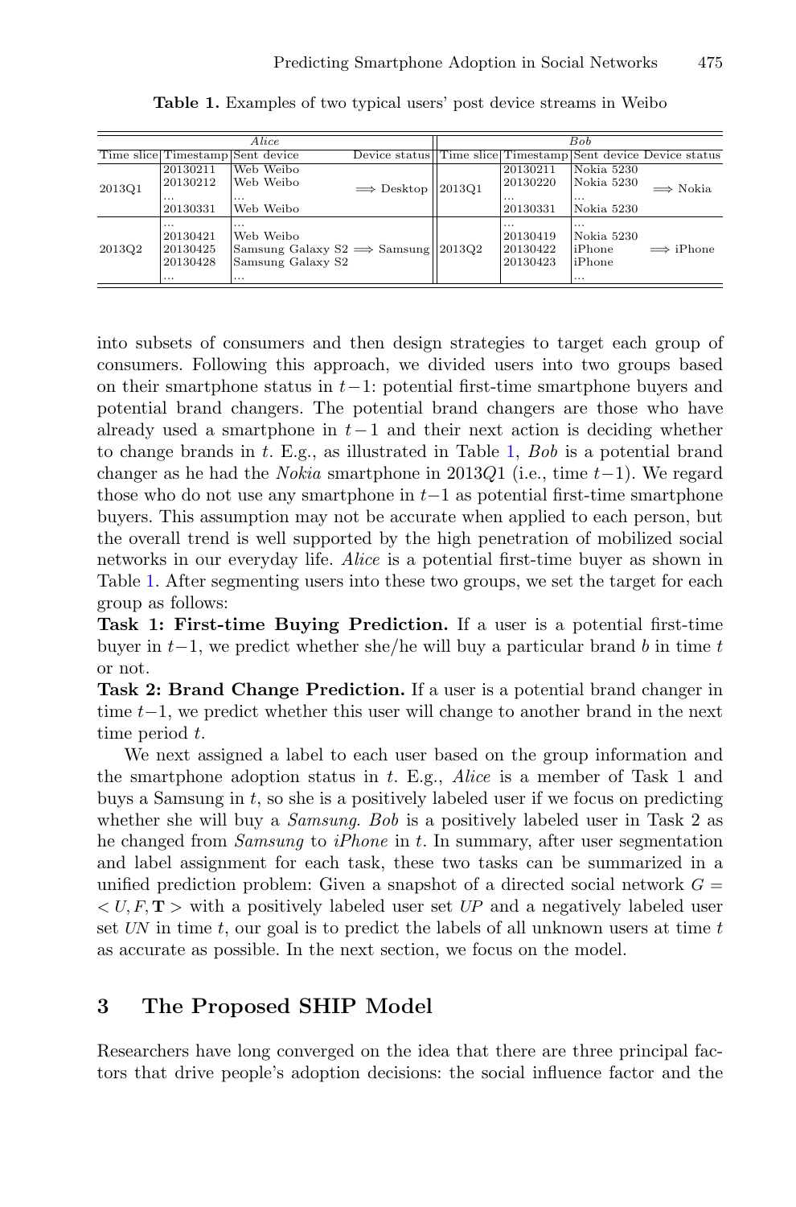**Table 1.** Examples of two typical users' post device streams in Weibo

| *Alice* | | | | *Bob* | | | |
|---|---|---|---|---|---|---|---|
| Time slice | Timestamp | Sent device | Device status | Time slice | Timestamp | Sent device | Device status |
| 2013Q1 | 20130211<br>20130212<br>...<br>20130331 | Web Weibo<br>Web Weibo<br>...<br>Web Weibo | $\Longrightarrow$ Desktop | 2013Q1 | 20130211<br>20130220<br>...<br>20130331 | Nokia 5230<br>Nokia 5230<br>...<br>Nokia 5230 | $\Longrightarrow$ Nokia |
| 2013Q2 | ...<br>20130421<br>20130425<br>20130428<br>... | ...<br>Web Weibo<br>Samsung Galaxy S2<br>Samsung Galaxy S2<br>... | $\Longrightarrow$ Samsung | 2013Q2 | ...<br>20130419<br>20130422<br>20130423 | ...<br>Nokia 5230<br>iPhone<br>iPhone<br>... | $\Longrightarrow$ iPhone |

into subsets of consumers and then design strategies to target each group of consumers. Following this approach, we divided users into two groups based on their smartphone status in $t-1$: potential first-time smartphone buyers and potential brand changers. The potential brand changers are those who have already used a smartphone in $t-1$ and their next action is deciding whether to change brands in $t$. E.g., as illustrated in Table 1, *Bob* is a potential brand changer as he had the *Nokia* smartphone in 2013$Q1$ (i.e., time $t-1$). We regard those who do not use any smartphone in $t-1$ as potential first-time smartphone buyers. This assumption may not be accurate when applied to each person, but the overall trend is well supported by the high penetration of mobilized social networks in our everyday life. *Alice* is a potential first-time buyer as shown in Table 1. After segmenting users into these two groups, we set the target for each group as follows:

**Task 1: First-time Buying Prediction.** If a user is a potential first-time buyer in $t-1$, we predict whether she/he will buy a particular brand $b$ in time $t$ or not.

**Task 2: Brand Change Prediction.** If a user is a potential brand changer in time $t-1$, we predict whether this user will change to another brand in the next time period $t$.

We next assigned a label to each user based on the group information and the smartphone adoption status in $t$. E.g., *Alice* is a member of Task 1 and buys a Samsung in $t$, so she is a positively labeled user if we focus on predicting whether she will buy a *Samsung*. *Bob* is a positively labeled user in Task 2 as he changed from *Samsung* to *iPhone* in $t$. In summary, after user segmentation and label assignment for each task, these two tasks can be summarized in a unified prediction problem: Given a snapshot of a directed social network $G = < U, F, \mathbf{T} >$ with a positively labeled user set $UP$ and a negatively labeled user set $UN$ in time $t$, our goal is to predict the labels of all unknown users at time $t$ as accurate as possible. In the next section, we focus on the model.

## 3 The Proposed SHIP Model

Researchers have long converged on the idea that there are three principal factors that drive people's adoption decisions: the social influence factor and the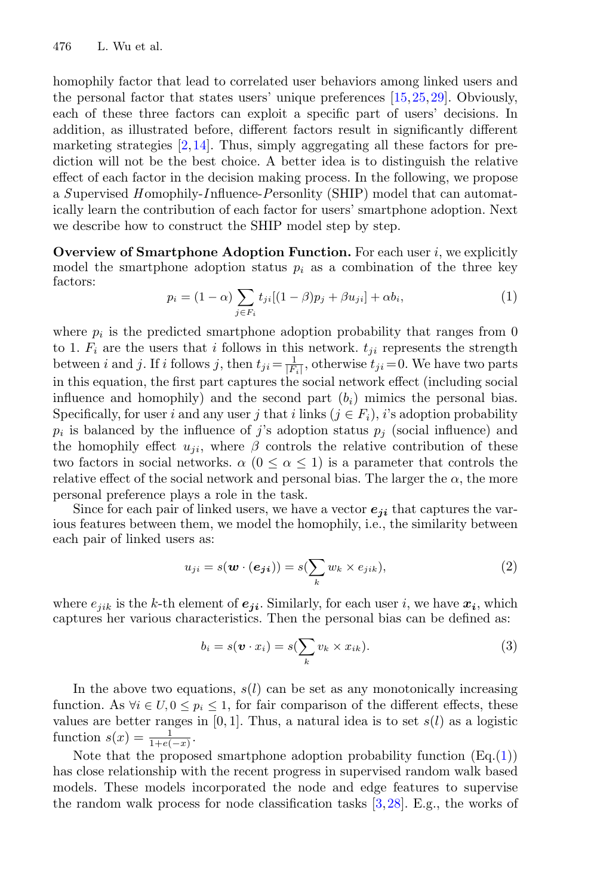homophily factor that lead to correlated user behaviors among linked users and the personal factor that states users' unique preferences [15,25,29]. Obviously, each of these three factors can exploit a specific part of users' decisions. In addition, as illustrated before, different factors result in significantly different marketing strategies [2,14]. Thus, simply aggregating all these factors for prediction will not be the best choice. A better idea is to distinguish the relative effect of each factor in the decision making process. In the following, we propose a *S*upervised *H*omophily-*I*nfluence-*P*ersonlity (SHIP) model that can automatically learn the contribution of each factor for users' smartphone adoption. Next we describe how to construct the SHIP model step by step.

**Overview of Smartphone Adoption Function.** For each user $i$, we explicitly model the smartphone adoption status $p_i$ as a combination of the three key factors:

$$p_i = (1-\alpha)\sum_{j\in F_i} t_{ji}[(1-\beta)p_j + \beta u_{ji}] + \alpha b_i, \tag{1}$$

where $p_i$ is the predicted smartphone adoption probability that ranges from 0 to 1. $F_i$ are the users that $i$ follows in this network. $t_{ji}$ represents the strength between $i$ and $j$. If $i$ follows $j$, then $t_{ji} = \frac{1}{|F_i|}$, otherwise $t_{ji} = 0$. We have two parts in this equation, the first part captures the social network effect (including social influence and homophily) and the second part ($b_i$) mimics the personal bias. Specifically, for user $i$ and any user $j$ that $i$ links ($j \in F_i$), $i$'s adoption probability $p_i$ is balanced by the influence of $j$'s adoption status $p_j$ (social influence) and the homophily effect $u_{ji}$, where $\beta$ controls the relative contribution of these two factors in social networks. $\alpha$ ($0 \le \alpha \le 1$) is a parameter that controls the relative effect of the social network and personal bias. The larger the $\alpha$, the more personal preference plays a role in the task.

Since for each pair of linked users, we have a vector $\boldsymbol{e_{ji}}$ that captures the various features between them, we model the homophily, i.e., the similarity between each pair of linked users as:

$$u_{ji} = s(\boldsymbol{w}\cdot(\boldsymbol{e_{ji}})) = s(\sum_k w_k \times e_{jik}), \tag{2}$$

where $e_{jik}$ is the $k$-th element of $\boldsymbol{e_{ji}}$. Similarly, for each user $i$, we have $\boldsymbol{x_i}$, which captures her various characteristics. Then the personal bias can be defined as:

$$b_i = s(\boldsymbol{v}\cdot x_i) = s(\sum_k v_k \times x_{ik}). \tag{3}$$

In the above two equations, $s(l)$ can be set as any monotonically increasing function. As $\forall i \in U, 0 \le p_i \le 1$, for fair comparison of the different effects, these values are better ranges in $[0,1]$. Thus, a natural idea is to set $s(l)$ as a logistic function $s(x) = \frac{1}{1+e(-x)}$.

Note that the proposed smartphone adoption probability function (Eq.(1)) has close relationship with the recent progress in supervised random walk based models. These models incorporated the node and edge features to supervise the random walk process for node classification tasks [3,28]. E.g., the works of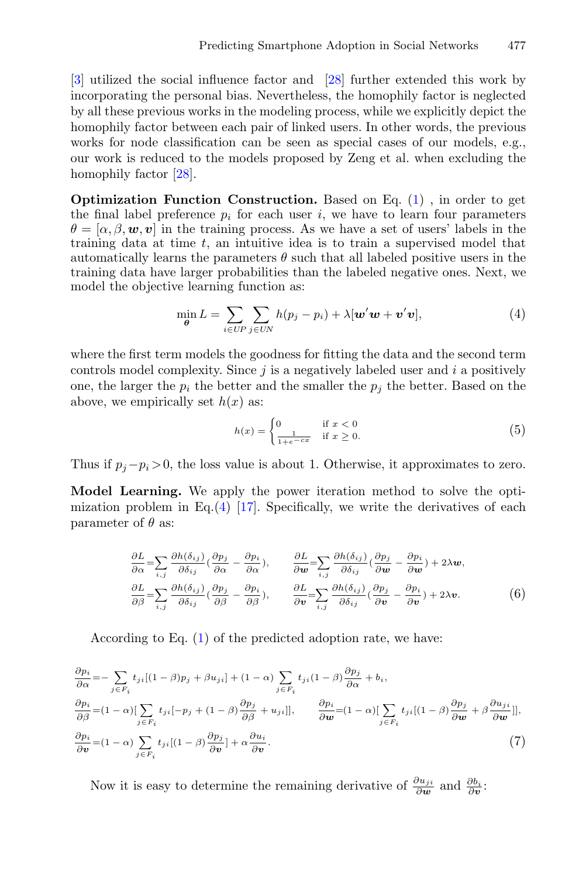[3] utilized the social influence factor and [28] further extended this work by incorporating the personal bias. Nevertheless, the homophily factor is neglected by all these previous works in the modeling process, while we explicitly depict the homophily factor between each pair of linked users. In other words, the previous works for node classification can be seen as special cases of our models, e.g., our work is reduced to the models proposed by Zeng et al. when excluding the homophily factor [28].

**Optimization Function Construction.** Based on Eq. (1) , in order to get the final label preference $p_i$ for each user $i$, we have to learn four parameters $\theta = [\alpha, \beta, \boldsymbol{w}, \boldsymbol{v}]$ in the training process. As we have a set of users' labels in the training data at time $t$, an intuitive idea is to train a supervised model that automatically learns the parameters $\theta$ such that all labeled positive users in the training data have larger probabilities than the labeled negative ones. Next, we model the objective learning function as:

$$\min_{\boldsymbol{\theta}} L = \sum_{i \in UP} \sum_{j \in UN} h(p_j - p_i) + \lambda[\boldsymbol{w}'\boldsymbol{w} + \boldsymbol{v}'\boldsymbol{v}], \tag{4}$$

where the first term models the goodness for fitting the data and the second term controls model complexity. Since $j$ is a negatively labeled user and $i$ a positively one, the larger the $p_i$ the better and the smaller the $p_j$ the better. Based on the above, we empirically set $h(x)$ as:

$$h(x) = \begin{cases} 0 & \text{if } x < 0 \\ \frac{1}{1+e^{-cx}} & \text{if } x \geq 0. \end{cases} \tag{5}$$

Thus if $p_j - p_i > 0$, the loss value is about 1. Otherwise, it approximates to zero.

**Model Learning.** We apply the power iteration method to solve the optimization problem in Eq.(4) [17]. Specifically, we write the derivatives of each parameter of $\theta$ as:

$$\frac{\partial L}{\partial \alpha} = \sum_{i,j} \frac{\partial h(\delta_{ij})}{\partial \delta_{ij}} \left(\frac{\partial p_j}{\partial \alpha} - \frac{\partial p_i}{\partial \alpha}\right), \qquad \frac{\partial L}{\partial \boldsymbol{w}} = \sum_{i,j} \frac{\partial h(\delta_{ij})}{\partial \delta_{ij}} \left(\frac{\partial p_j}{\partial \boldsymbol{w}} - \frac{\partial p_i}{\partial \boldsymbol{w}}\right) + 2\lambda \boldsymbol{w},$$
$$\frac{\partial L}{\partial \beta} = \sum_{i,j} \frac{\partial h(\delta_{ij})}{\partial \delta_{ij}} \left(\frac{\partial p_j}{\partial \beta} - \frac{\partial p_i}{\partial \beta}\right), \qquad \frac{\partial L}{\partial \boldsymbol{v}} = \sum_{i,j} \frac{\partial h(\delta_{ij})}{\partial \delta_{ij}} \left(\frac{\partial p_j}{\partial \boldsymbol{v}} - \frac{\partial p_i}{\partial \boldsymbol{v}}\right) + 2\lambda \boldsymbol{v}. \tag{6}$$

According to Eq. (1) of the predicted adoption rate, we have:

$$\frac{\partial p_i}{\partial \alpha} = -\sum_{j \in F_i} t_{ji}[(1-\beta)p_j + \beta u_{ji}] + (1-\alpha) \sum_{j \in F_i} t_{ji}(1-\beta) \frac{\partial p_j}{\partial \alpha} + b_i,$$
$$\frac{\partial p_i}{\partial \beta} = (1-\alpha)[\sum_{j \in F_i} t_{ji}[-p_j + (1-\beta)\frac{\partial p_j}{\partial \beta} + u_{ji}]], \qquad \frac{\partial p_i}{\partial \boldsymbol{w}} = (1-\alpha)[\sum_{j \in F_i} t_{ji}[(1-\beta)\frac{\partial p_j}{\partial \boldsymbol{w}} + \beta \frac{\partial u_{ji}}{\partial \boldsymbol{w}}]],$$
$$\frac{\partial p_i}{\partial \boldsymbol{v}} = (1-\alpha) \sum_{j \in F_i} t_{ji}[(1-\beta)\frac{\partial p_j}{\partial \boldsymbol{v}}] + \alpha \frac{\partial u_i}{\partial \boldsymbol{v}}. \tag{7}$$

Now it is easy to determine the remaining derivative of $\frac{\partial u_{ji}}{\partial \boldsymbol{w}}$ and $\frac{\partial b_i}{\partial \boldsymbol{v}}$: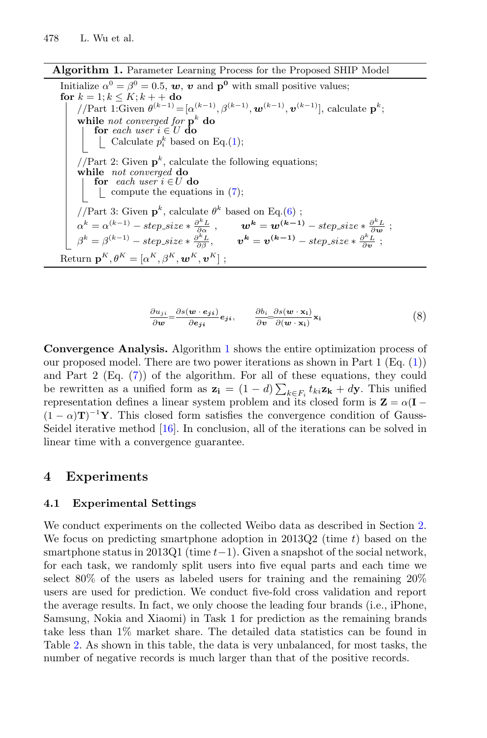**Algorithm 1.** Parameter Learning Process for the Proposed SHIP Model

```
Initialize α^0 = β^0 = 0.5, w, v and p^0 with small positive values;
for k = 1; k ≤ K; k++ do
    //Part 1:Given θ^(k−1) = [α^(k−1), β^(k−1), w^(k−1), v^(k−1)], calculate p^k;
    while not converged for p^k do
        for each user i ∈ U do
            Calculate p_i^k based on Eq.(1);
    //Part 2: Given p^k, calculate the following equations;
    while not converged do
        for each user i ∈ U do
            compute the equations in (7);
    //Part 3: Given p^k, calculate θ^k based on Eq.(6) ;
    α^k = α^(k−1) − step_size * ∂^k L/∂α ,    w^k = w^(k−1) − step_size * ∂^k L/∂w ;
    β^k = β^(k−1) − step_size * ∂^k L/∂β ,    v^k = v^(k−1) − step_size * ∂^k L/∂v ;
Return p^K, θ^K = [α^K, β^K, w^K, v^K] ;
```

$$\frac{\partial u_{ji}}{\partial \boldsymbol{w}} = \frac{\partial s(\boldsymbol{w} \cdot \boldsymbol{e_{ji}})}{\partial \boldsymbol{e_{ji}}} \boldsymbol{e_{ji}}, \qquad \frac{\partial b_i}{\partial \boldsymbol{v}} = \frac{\partial s(\boldsymbol{w} \cdot \mathbf{x_i})}{\partial (\boldsymbol{w} \cdot \mathbf{x_i})} \mathbf{x_i} \tag{8}$$

**Convergence Analysis.** Algorithm 1 shows the entire optimization process of our proposed model. There are two power iterations as shown in Part 1 (Eq. (1)) and Part 2 (Eq. (7)) of the algorithm. For all of these equations, they could be rewritten as a unified form as $\mathbf{z_i} = (1-d)\sum_{k \in F_i} t_{ki}\mathbf{z_k} + d\mathbf{y}$. This unified representation defines a linear system problem and its closed form is $\mathbf{Z} = \alpha(\mathbf{I} - (1-\alpha)\mathbf{T})^{-1}\mathbf{Y}$. This closed form satisfies the convergence condition of Gauss-Seidel iterative method [16]. In conclusion, all of the iterations can be solved in linear time with a convergence guarantee.

## 4 Experiments

### 4.1 Experimental Settings

We conduct experiments on the collected Weibo data as described in Section 2. We focus on predicting smartphone adoption in 2013Q2 (time $t$) based on the smartphone status in 2013Q1 (time $t-1$). Given a snapshot of the social network, for each task, we randomly split users into five equal parts and each time we select 80% of the users as labeled users for training and the remaining 20% users are used for prediction. We conduct five-fold cross validation and report the average results. In fact, we only choose the leading four brands (i.e., iPhone, Samsung, Nokia and Xiaomi) in Task 1 for prediction as the remaining brands take less than 1% market share. The detailed data statistics can be found in Table 2. As shown in this table, the data is very unbalanced, for most tasks, the number of negative records is much larger than that of the positive records.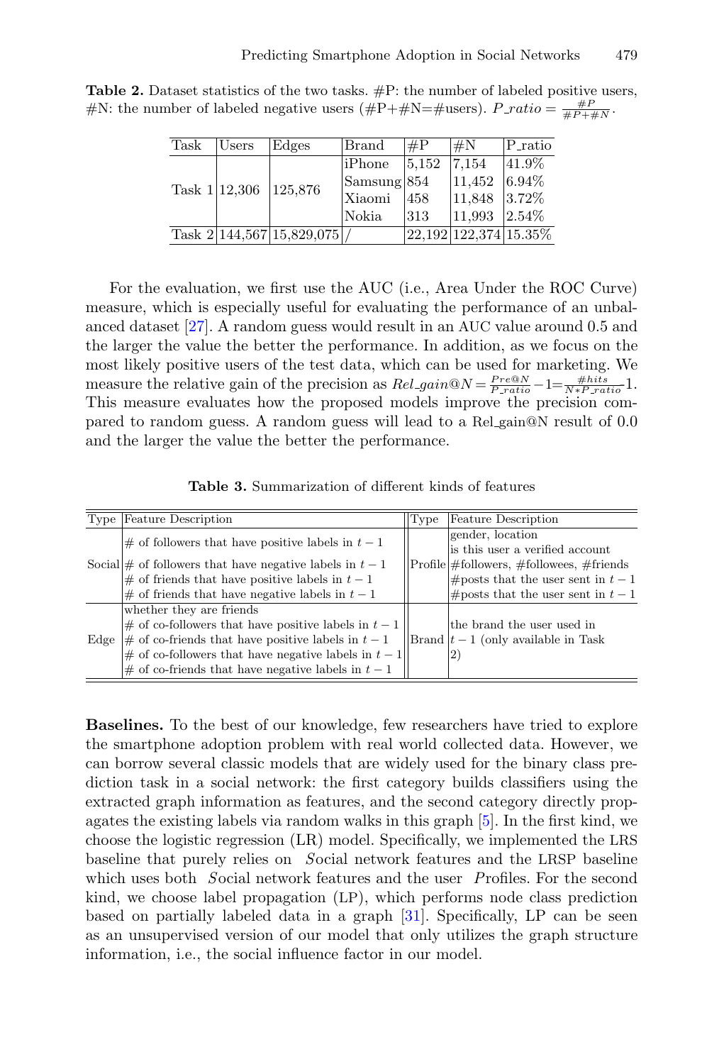**Table 2.** Dataset statistics of the two tasks. #P: the number of labeled positive users, #N: the number of labeled negative users (#P+#N=#users). $P\_ratio = \frac{\#P}{\#P+\#N}$.

| Task | Users | Edges | Brand | #P | #N | P_ratio |
|---|---|---|---|---|---|---|
| Task 1 | 12,306 | 125,876 | iPhone | 5,152 | 7,154 | 41.9% |
| | | | Samsung | 854 | 11,452 | 6.94% |
| | | | Xiaomi | 458 | 11,848 | 3.72% |
| | | | Nokia | 313 | 11,993 | 2.54% |
| Task 2 | 144,567 | 15,829,075 | / | 22,192 | 122,374 | 15.35% |

For the evaluation, we first use the AUC (i.e., Area Under the ROC Curve) measure, which is especially useful for evaluating the performance of an unbalanced dataset [27]. A random guess would result in an AUC value around 0.5 and the larger the value the better the performance. In addition, as we focus on the most likely positive users of the test data, which can be used for marketing. We measure the relative gain of the precision as $Rel\_gain@N = \frac{Pre@N}{P\_ratio} - 1 = \frac{\#hits}{N * P\_ratio} - 1$. This measure evaluates how the proposed models improve the precision compared to random guess. A random guess will lead to a Rel_gain@N result of 0.0 and the larger the value the better the performance.

**Table 3.** Summarization of different kinds of features

| Type | Feature Description | Type | Feature Description |
|---|---|---|---|
| Social | # of followers that have positive labels in $t-1$ <br> # of followers that have negative labels in $t-1$ <br> # of friends that have positive labels in $t-1$ <br> # of friends that have negative labels in $t-1$ | Profile | gender, location <br> is this user a verified account <br> #followers, #followees, #friends <br> #posts that the user sent in $t-1$ <br> #posts that the user sent in $t-1$ |
| Edge | whether they are friends <br> # of co-followers that have positive labels in $t-1$ <br> # of co-friends that have positive labels in $t-1$ <br> # of co-followers that have negative labels in $t-1$ <br> # of co-friends that have negative labels in $t-1$ | Brand | the brand the user used in $t-1$ (only available in Task 2) |

**Baselines.** To the best of our knowledge, few researchers have tried to explore the smartphone adoption problem with real world collected data. However, we can borrow several classic models that are widely used for the binary class prediction task in a social network: the first category builds classifiers using the extracted graph information as features, and the second category directly propagates the existing labels via random walks in this graph [5]. In the first kind, we choose the logistic regression (LR) model. Specifically, we implemented the LRS baseline that purely relies on *S*ocial network features and the LRSP baseline which uses both *S*ocial network features and the user *P*rofiles. For the second kind, we choose label propagation (LP), which performs node class prediction based on partially labeled data in a graph [31]. Specifically, LP can be seen as an unsupervised version of our model that only utilizes the graph structure information, i.e., the social influence factor in our model.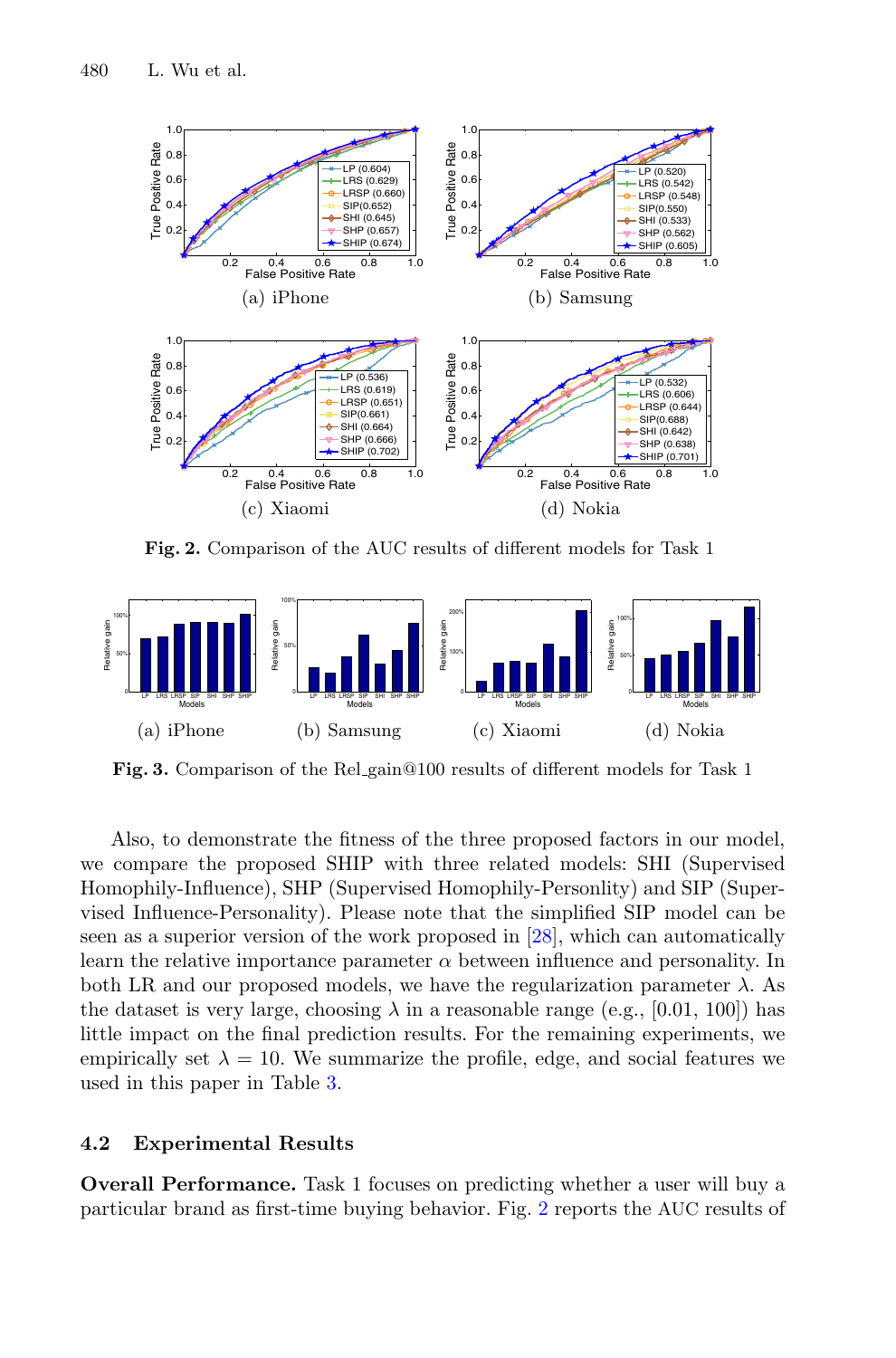**Fig. 2.** Comparison of the AUC results of different models for Task 1

(a) iPhone (b) Samsung (c) Xiaomi (d) Nokia

**Fig. 3.** Comparison of the Rel_gain@100 results of different models for Task 1

(a) iPhone (b) Samsung (c) Xiaomi (d) Nokia

Also, to demonstrate the fitness of the three proposed factors in our model, we compare the proposed SHIP with three related models: SHI (Supervised Homophily-Influence), SHP (Supervised Homophily-Personlity) and SIP (Supervised Influence-Personality). Please note that the simplified SIP model can be seen as a superior version of the work proposed in [28], which can automatically learn the relative importance parameter $\alpha$ between influence and personality. In both LR and our proposed models, we have the regularization parameter $\lambda$. As the dataset is very large, choosing $\lambda$ in a reasonable range (e.g., [0.01, 100]) has little impact on the final prediction results. For the remaining experiments, we empirically set $\lambda = 10$. We summarize the profile, edge, and social features we used in this paper in Table 3.

### 4.2 Experimental Results

**Overall Performance.** Task 1 focuses on predicting whether a user will buy a particular brand as first-time buying behavior. Fig. 2 reports the AUC results of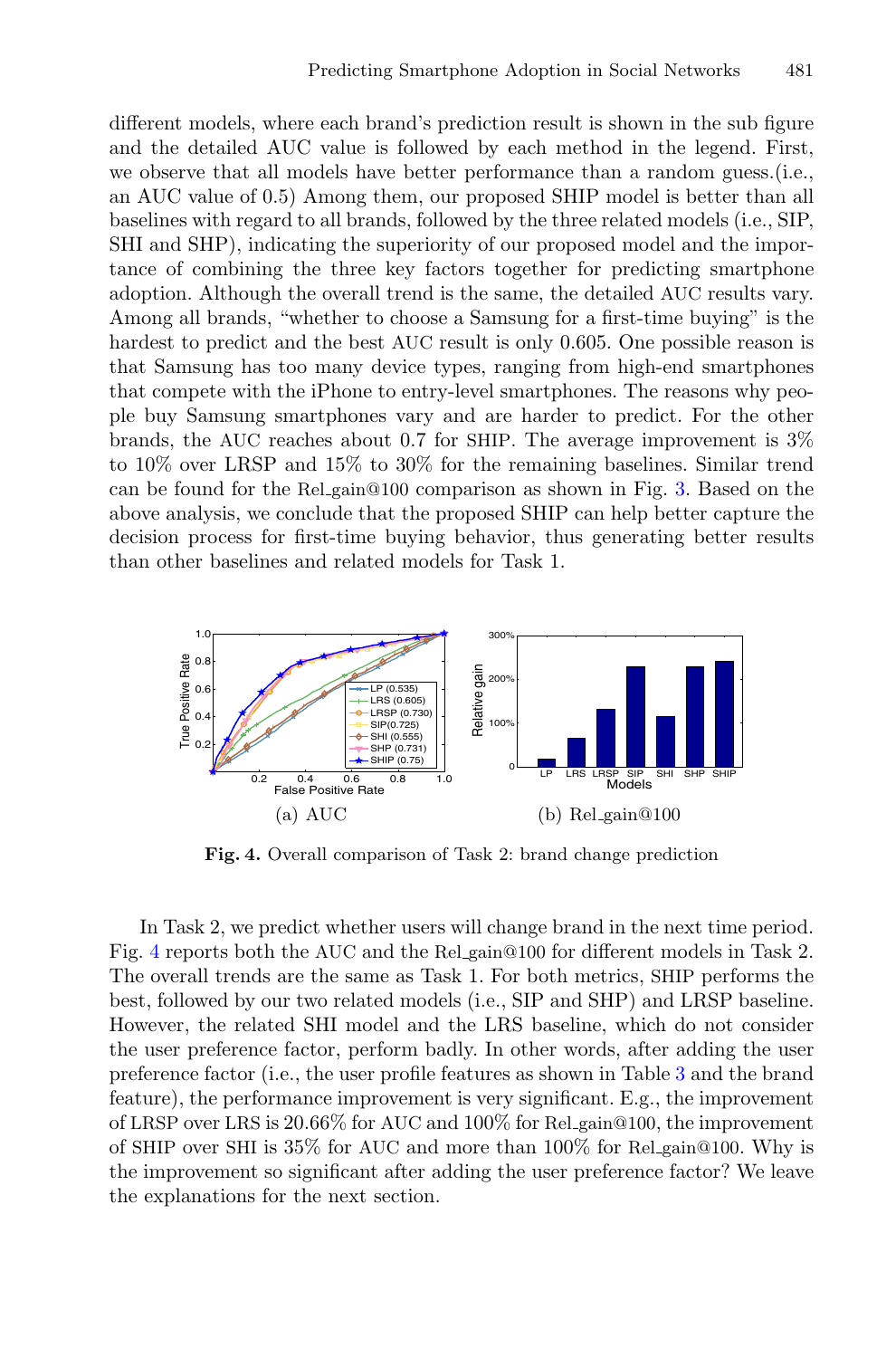different models, where each brand's prediction result is shown in the sub figure and the detailed AUC value is followed by each method in the legend. First, we observe that all models have better performance than a random guess.(i.e., an AUC value of 0.5) Among them, our proposed SHIP model is better than all baselines with regard to all brands, followed by the three related models (i.e., SIP, SHI and SHP), indicating the superiority of our proposed model and the importance of combining the three key factors together for predicting smartphone adoption. Although the overall trend is the same, the detailed AUC results vary. Among all brands, "whether to choose a Samsung for a first-time buying" is the hardest to predict and the best AUC result is only 0.605. One possible reason is that Samsung has too many device types, ranging from high-end smartphones that compete with the iPhone to entry-level smartphones. The reasons why people buy Samsung smartphones vary and are harder to predict. For the other brands, the AUC reaches about 0.7 for SHIP. The average improvement is 3% to 10% over LRSP and 15% to 30% for the remaining baselines. Similar trend can be found for the Rel_gain@100 comparison as shown in Fig. 3. Based on the above analysis, we conclude that the proposed SHIP can help better capture the decision process for first-time buying behavior, thus generating better results than other baselines and related models for Task 1.

(a) AUC

(b) Rel_gain@100

**Fig. 4.** Overall comparison of Task 2: brand change prediction

In Task 2, we predict whether users will change brand in the next time period. Fig. 4 reports both the AUC and the Rel_gain@100 for different models in Task 2. The overall trends are the same as Task 1. For both metrics, SHIP performs the best, followed by our two related models (i.e., SIP and SHP) and LRSP baseline. However, the related SHI model and the LRS baseline, which do not consider the user preference factor, perform badly. In other words, after adding the user preference factor (i.e., the user profile features as shown in Table 3 and the brand feature), the performance improvement is very significant. E.g., the improvement of LRSP over LRS is 20.66% for AUC and 100% for Rel_gain@100, the improvement of SHIP over SHI is 35% for AUC and more than 100% for Rel_gain@100. Why is the improvement so significant after adding the user preference factor? We leave the explanations for the next section.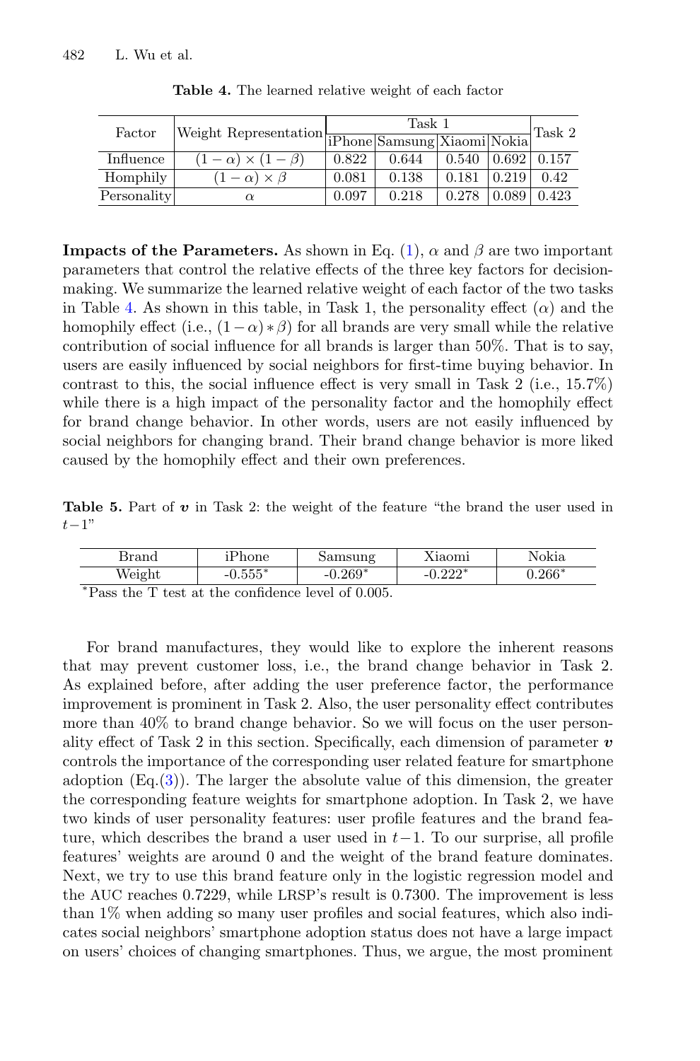**Table 4.** The learned relative weight of each factor

| Factor | Weight Representation | Task 1 | | | | Task 2 |
|---|---|---|---|---|---|---|
| | | iPhone | Samsung | Xiaomi | Nokia | |
| Influence | $(1-\alpha)\times(1-\beta)$ | 0.822 | 0.644 | 0.540 | 0.692 | 0.157 |
| Homphily | $(1-\alpha)\times\beta$ | 0.081 | 0.138 | 0.181 | 0.219 | 0.42 |
| Personality | $\alpha$ | 0.097 | 0.218 | 0.278 | 0.089 | 0.423 |

**Impacts of the Parameters.** As shown in Eq. (1), $\alpha$ and $\beta$ are two important parameters that control the relative effects of the three key factors for decision-making. We summarize the learned relative weight of each factor of the two tasks in Table 4. As shown in this table, in Task 1, the personality effect ($\alpha$) and the homophily effect (i.e., $(1-\alpha)*\beta$) for all brands are very small while the relative contribution of social influence for all brands is larger than 50%. That is to say, users are easily influenced by social neighbors for first-time buying behavior. In contrast to this, the social influence effect is very small in Task 2 (i.e., 15.7%) while there is a high impact of the personality factor and the homophily effect for brand change behavior. In other words, users are not easily influenced by social neighbors for changing brand. Their brand change behavior is more liked caused by the homophily effect and their own preferences.

**Table 5.** Part of $\boldsymbol{v}$ in Task 2: the weight of the feature "the brand the user used in $t-1$"

| Brand | iPhone | Samsung | Xiaomi | Nokia |
|---|---|---|---|---|
| Weight | -0.555* | -0.269* | -0.222* | 0.266* |

*Pass the T test at the confidence level of 0.005.

For brand manufactures, they would like to explore the inherent reasons that may prevent customer loss, i.e., the brand change behavior in Task 2. As explained before, after adding the user preference factor, the performance improvement is prominent in Task 2. Also, the user personality effect contributes more than 40% to brand change behavior. So we will focus on the user personality effect of Task 2 in this section. Specifically, each dimension of parameter $\boldsymbol{v}$ controls the importance of the corresponding user related feature for smartphone adoption (Eq.(3)). The larger the absolute value of this dimension, the greater the corresponding feature weights for smartphone adoption. In Task 2, we have two kinds of user personality features: user profile features and the brand feature, which describes the brand a user used in $t-1$. To our surprise, all profile features' weights are around 0 and the weight of the brand feature dominates. Next, we try to use this brand feature only in the logistic regression model and the AUC reaches 0.7229, while LRSP's result is 0.7300. The improvement is less than 1% when adding so many user profiles and social features, which also indicates social neighbors' smartphone adoption status does not have a large impact on users' choices of changing smartphones. Thus, we argue, the most prominent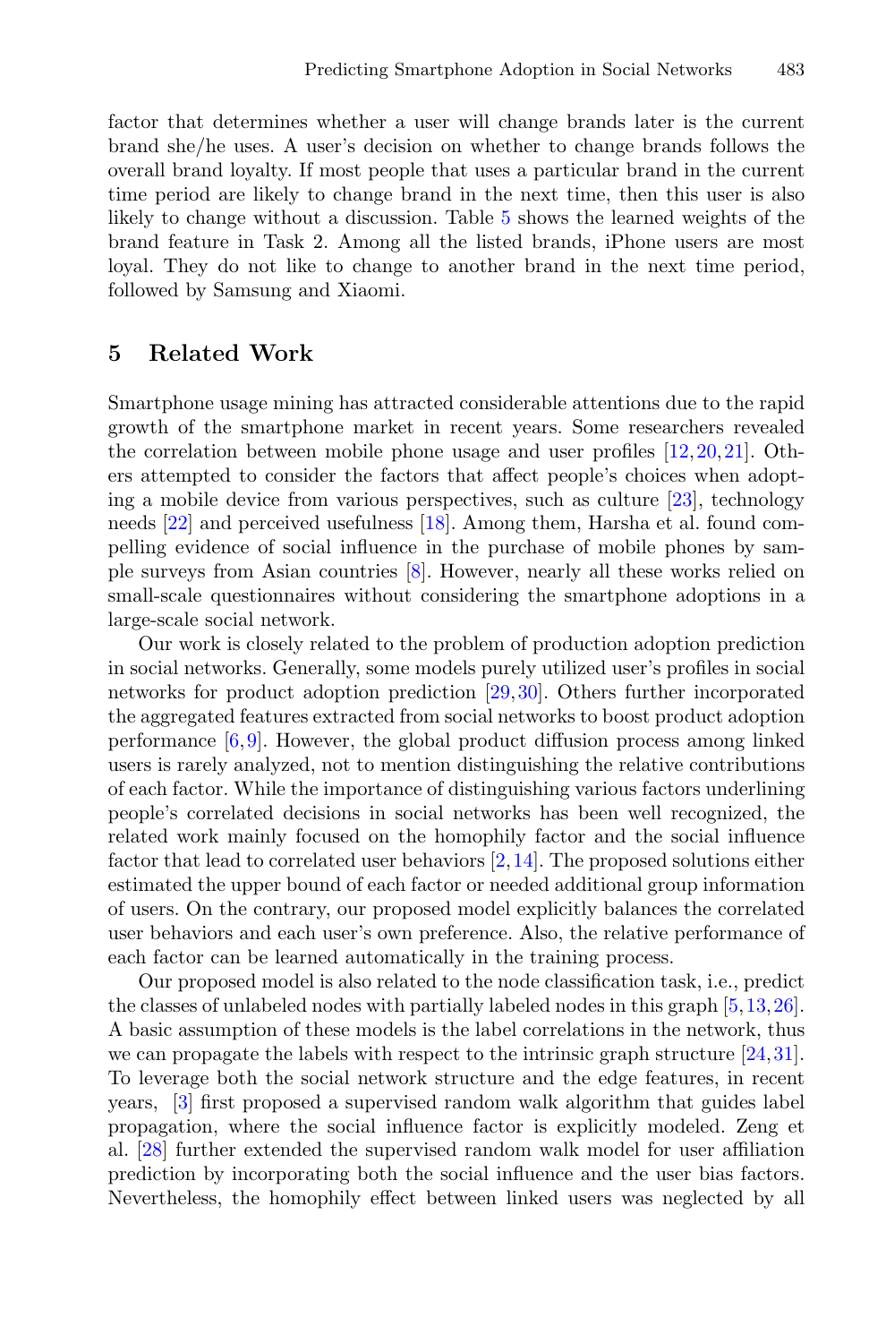factor that determines whether a user will change brands later is the current brand she/he uses. A user's decision on whether to change brands follows the overall brand loyalty. If most people that uses a particular brand in the current time period are likely to change brand in the next time, then this user is also likely to change without a discussion. Table 5 shows the learned weights of the brand feature in Task 2. Among all the listed brands, iPhone users are most loyal. They do not like to change to another brand in the next time period, followed by Samsung and Xiaomi.

## 5 Related Work

Smartphone usage mining has attracted considerable attentions due to the rapid growth of the smartphone market in recent years. Some researchers revealed the correlation between mobile phone usage and user profiles [12,20,21]. Others attempted to consider the factors that affect people's choices when adopting a mobile device from various perspectives, such as culture [23], technology needs [22] and perceived usefulness [18]. Among them, Harsha et al. found compelling evidence of social influence in the purchase of mobile phones by sample surveys from Asian countries [8]. However, nearly all these works relied on small-scale questionnaires without considering the smartphone adoptions in a large-scale social network.

Our work is closely related to the problem of production adoption prediction in social networks. Generally, some models purely utilized user's profiles in social networks for product adoption prediction [29,30]. Others further incorporated the aggregated features extracted from social networks to boost product adoption performance [6,9]. However, the global product diffusion process among linked users is rarely analyzed, not to mention distinguishing the relative contributions of each factor. While the importance of distinguishing various factors underlining people's correlated decisions in social networks has been well recognized, the related work mainly focused on the homophily factor and the social influence factor that lead to correlated user behaviors [2,14]. The proposed solutions either estimated the upper bound of each factor or needed additional group information of users. On the contrary, our proposed model explicitly balances the correlated user behaviors and each user's own preference. Also, the relative performance of each factor can be learned automatically in the training process.

Our proposed model is also related to the node classification task, i.e., predict the classes of unlabeled nodes with partially labeled nodes in this graph [5,13,26]. A basic assumption of these models is the label correlations in the network, thus we can propagate the labels with respect to the intrinsic graph structure [24,31]. To leverage both the social network structure and the edge features, in recent years, [3] first proposed a supervised random walk algorithm that guides label propagation, where the social influence factor is explicitly modeled. Zeng et al. [28] further extended the supervised random walk model for user affiliation prediction by incorporating both the social influence and the user bias factors. Nevertheless, the homophily effect between linked users was neglected by all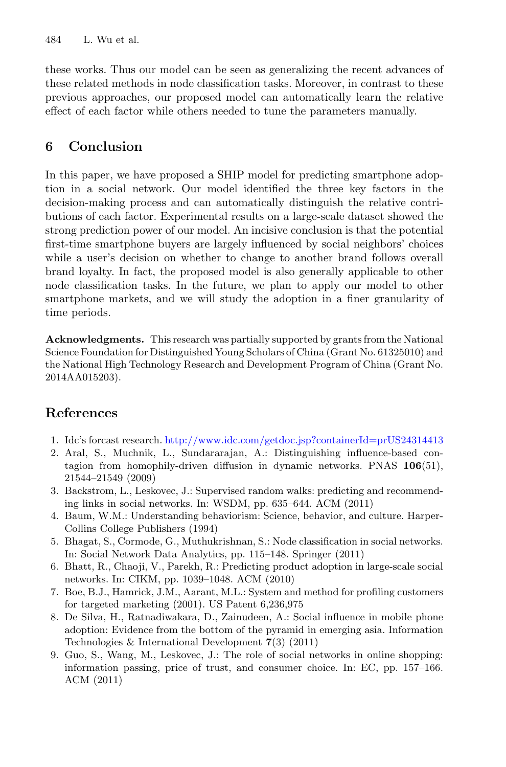these works. Thus our model can be seen as generalizing the recent advances of these related methods in node classification tasks. Moreover, in contrast to these previous approaches, our proposed model can automatically learn the relative effect of each factor while others needed to tune the parameters manually.

## 6 Conclusion

In this paper, we have proposed a SHIP model for predicting smartphone adoption in a social network. Our model identified the three key factors in the decision-making process and can automatically distinguish the relative contributions of each factor. Experimental results on a large-scale dataset showed the strong prediction power of our model. An incisive conclusion is that the potential first-time smartphone buyers are largely influenced by social neighbors' choices while a user's decision on whether to change to another brand follows overall brand loyalty. In fact, the proposed model is also generally applicable to other node classification tasks. In the future, we plan to apply our model to other smartphone markets, and we will study the adoption in a finer granularity of time periods.

**Acknowledgments.** This research was partially supported by grants from the National Science Foundation for Distinguished Young Scholars of China (Grant No. 61325010) and the National High Technology Research and Development Program of China (Grant No. 2014AA015203).

## References

1. Idc's forcast research. http://www.idc.com/getdoc.jsp?containerId=prUS24314413
2. Aral, S., Muchnik, L., Sundararajan, A.: Distinguishing influence-based contagion from homophily-driven diffusion in dynamic networks. PNAS **106**(51), 21544–21549 (2009)
3. Backstrom, L., Leskovec, J.: Supervised random walks: predicting and recommending links in social networks. In: WSDM, pp. 635–644. ACM (2011)
4. Baum, W.M.: Understanding behaviorism: Science, behavior, and culture. HarperCollins College Publishers (1994)
5. Bhagat, S., Cormode, G., Muthukrishnan, S.: Node classification in social networks. In: Social Network Data Analytics, pp. 115–148. Springer (2011)
6. Bhatt, R., Chaoji, V., Parekh, R.: Predicting product adoption in large-scale social networks. In: CIKM, pp. 1039–1048. ACM (2010)
7. Boe, B.J., Hamrick, J.M., Aarant, M.L.: System and method for profiling customers for targeted marketing (2001). US Patent 6,236,975
8. De Silva, H., Ratnadiwakara, D., Zainudeen, A.: Social influence in mobile phone adoption: Evidence from the bottom of the pyramid in emerging asia. Information Technologies & International Development **7**(3) (2011)
9. Guo, S., Wang, M., Leskovec, J.: The role of social networks in online shopping: information passing, price of trust, and consumer choice. In: EC, pp. 157–166. ACM (2011)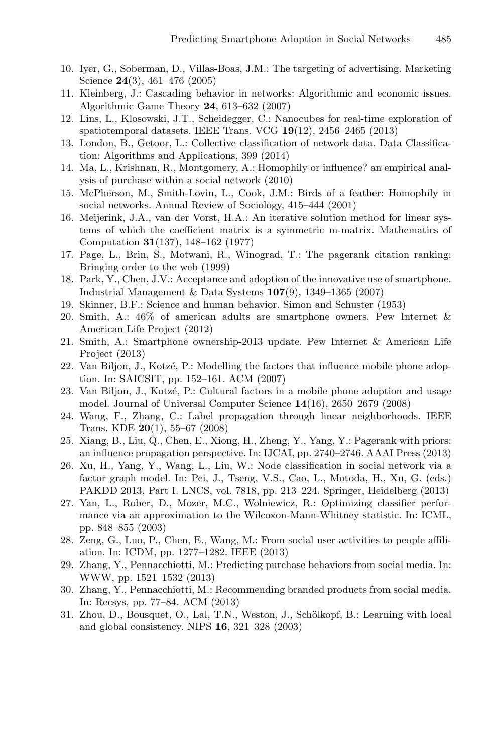10. Iyer, G., Soberman, D., Villas-Boas, J.M.: The targeting of advertising. Marketing Science **24**(3), 461–476 (2005)
11. Kleinberg, J.: Cascading behavior in networks: Algorithmic and economic issues. Algorithmic Game Theory **24**, 613–632 (2007)
12. Lins, L., Klosowski, J.T., Scheidegger, C.: Nanocubes for real-time exploration of spatiotemporal datasets. IEEE Trans. VCG **19**(12), 2456–2465 (2013)
13. London, B., Getoor, L.: Collective classification of network data. Data Classification: Algorithms and Applications, 399 (2014)
14. Ma, L., Krishnan, R., Montgomery, A.: Homophily or influence? an empirical analysis of purchase within a social network (2010)
15. McPherson, M., Smith-Lovin, L., Cook, J.M.: Birds of a feather: Homophily in social networks. Annual Review of Sociology, 415–444 (2001)
16. Meijerink, J.A., van der Vorst, H.A.: An iterative solution method for linear systems of which the coefficient matrix is a symmetric m-matrix. Mathematics of Computation **31**(137), 148–162 (1977)
17. Page, L., Brin, S., Motwani, R., Winograd, T.: The pagerank citation ranking: Bringing order to the web (1999)
18. Park, Y., Chen, J.V.: Acceptance and adoption of the innovative use of smartphone. Industrial Management & Data Systems **107**(9), 1349–1365 (2007)
19. Skinner, B.F.: Science and human behavior. Simon and Schuster (1953)
20. Smith, A.: 46% of american adults are smartphone owners. Pew Internet & American Life Project (2012)
21. Smith, A.: Smartphone ownership-2013 update. Pew Internet & American Life Project (2013)
22. Van Biljon, J., Kotzé, P.: Modelling the factors that influence mobile phone adoption. In: SAICSIT, pp. 152–161. ACM (2007)
23. Van Biljon, J., Kotzé, P.: Cultural factors in a mobile phone adoption and usage model. Journal of Universal Computer Science **14**(16), 2650–2679 (2008)
24. Wang, F., Zhang, C.: Label propagation through linear neighborhoods. IEEE Trans. KDE **20**(1), 55–67 (2008)
25. Xiang, B., Liu, Q., Chen, E., Xiong, H., Zheng, Y., Yang, Y.: Pagerank with priors: an influence propagation perspective. In: IJCAI, pp. 2740–2746. AAAI Press (2013)
26. Xu, H., Yang, Y., Wang, L., Liu, W.: Node classification in social network via a factor graph model. In: Pei, J., Tseng, V.S., Cao, L., Motoda, H., Xu, G. (eds.) PAKDD 2013, Part I. LNCS, vol. 7818, pp. 213–224. Springer, Heidelberg (2013)
27. Yan, L., Rober, D., Mozer, M.C., Wolniewicz, R.: Optimizing classifier performance via an approximation to the Wilcoxon-Mann-Whitney statistic. In: ICML, pp. 848–855 (2003)
28. Zeng, G., Luo, P., Chen, E., Wang, M.: From social user activities to people affiliation. In: ICDM, pp. 1277–1282. IEEE (2013)
29. Zhang, Y., Pennacchiotti, M.: Predicting purchase behaviors from social media. In: WWW, pp. 1521–1532 (2013)
30. Zhang, Y., Pennacchiotti, M.: Recommending branded products from social media. In: Recsys, pp. 77–84. ACM (2013)
31. Zhou, D., Bousquet, O., Lal, T.N., Weston, J., Schölkopf, B.: Learning with local and global consistency. NIPS **16**, 321–328 (2003)